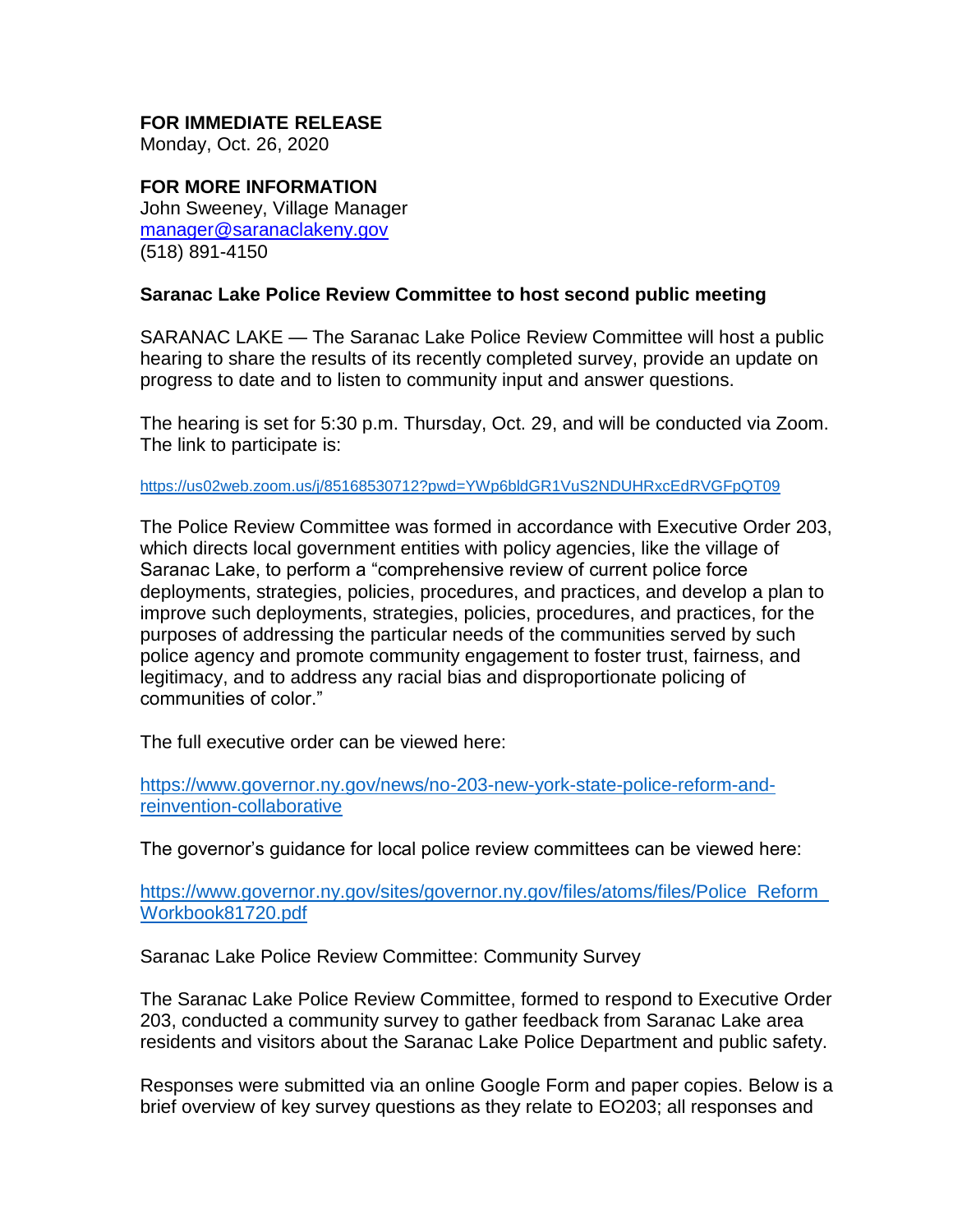**FOR IMMEDIATE RELEASE**
Monday, Oct. 26, 2020

**FOR MORE INFORMATION**
John Sweeney, Village Manager
manager@saranaclakeny.gov
(518) 891-4150

**Saranac Lake Police Review Committee to host second public meeting**

SARANAC LAKE — The Saranac Lake Police Review Committee will host a public hearing to share the results of its recently completed survey, provide an update on progress to date and to listen to community input and answer questions.

The hearing is set for 5:30 p.m. Thursday, Oct. 29, and will be conducted via Zoom. The link to participate is:

https://us02web.zoom.us/j/85168530712?pwd=YWp6bldGR1VuS2NDUHRxcEdRVGFpQT09

The Police Review Committee was formed in accordance with Executive Order 203, which directs local government entities with policy agencies, like the village of Saranac Lake, to perform a "comprehensive review of current police force deployments, strategies, policies, procedures, and practices, and develop a plan to improve such deployments, strategies, policies, procedures, and practices, for the purposes of addressing the particular needs of the communities served by such police agency and promote community engagement to foster trust, fairness, and legitimacy, and to address any racial bias and disproportionate policing of communities of color."

The full executive order can be viewed here:

https://www.governor.ny.gov/news/no-203-new-york-state-police-reform-and-reinvention-collaborative

The governor's guidance for local police review committees can be viewed here:

https://www.governor.ny.gov/sites/governor.ny.gov/files/atoms/files/Police_Reform_Workbook81720.pdf

Saranac Lake Police Review Committee: Community Survey

The Saranac Lake Police Review Committee, formed to respond to Executive Order 203, conducted a community survey to gather feedback from Saranac Lake area residents and visitors about the Saranac Lake Police Department and public safety.

Responses were submitted via an online Google Form and paper copies. Below is a brief overview of key survey questions as they relate to EO203; all responses and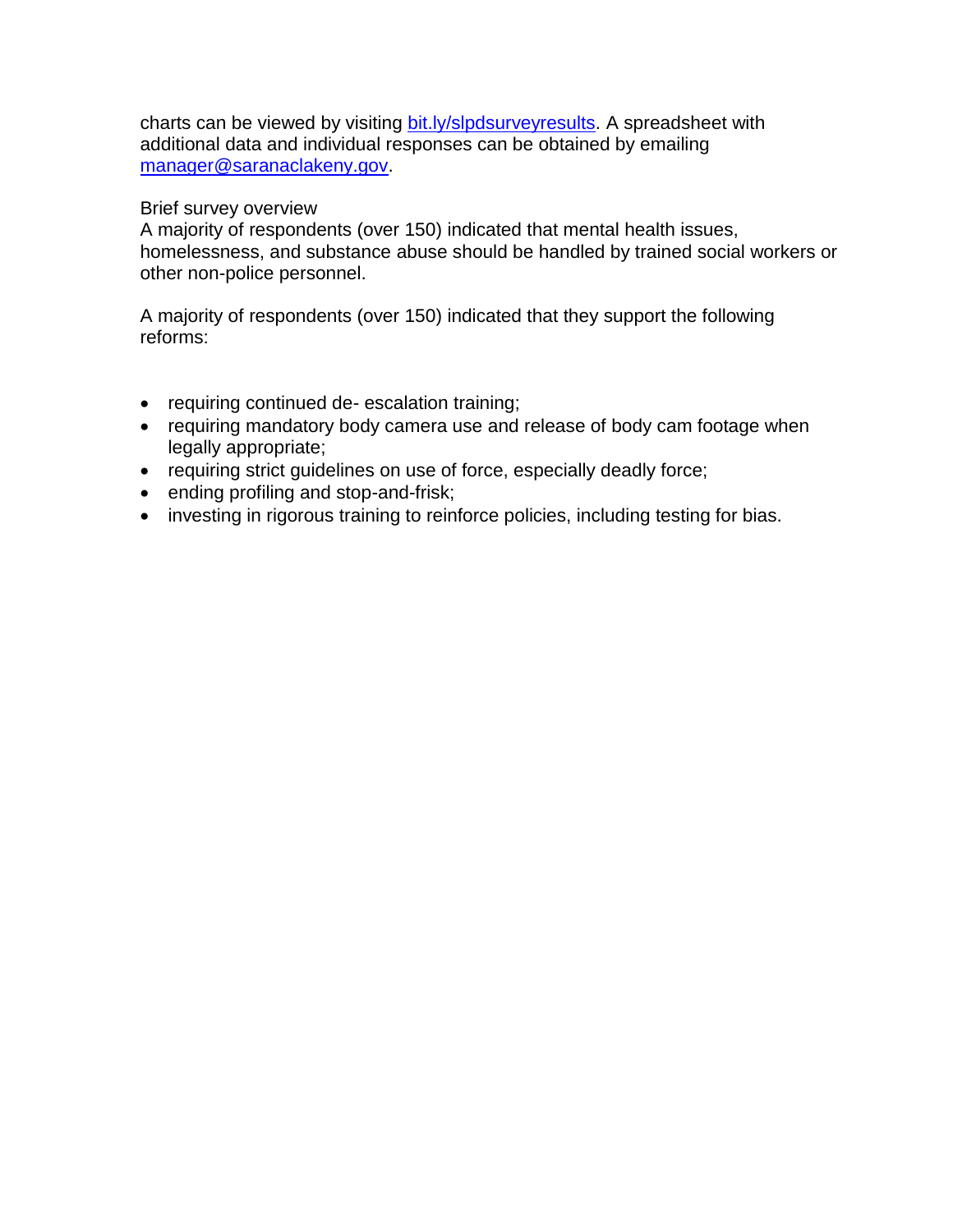charts can be viewed by visiting [bit.ly/slpdsurveyresults](bit.ly/slpdsurveyresults). A spreadsheet with additional data and individual responses can be obtained by emailing [manager@saranaclakeny.gov](mailto:manager@saranaclakeny.gov).

Brief survey overview

A majority of respondents (over 150) indicated that mental health issues, homelessness, and substance abuse should be handled by trained social workers or other non-police personnel.

A majority of respondents (over 150) indicated that they support the following reforms:

- requiring continued de- escalation training;
- requiring mandatory body camera use and release of body cam footage when legally appropriate;
- requiring strict guidelines on use of force, especially deadly force;
- ending profiling and stop-and-frisk;
- investing in rigorous training to reinforce policies, including testing for bias.